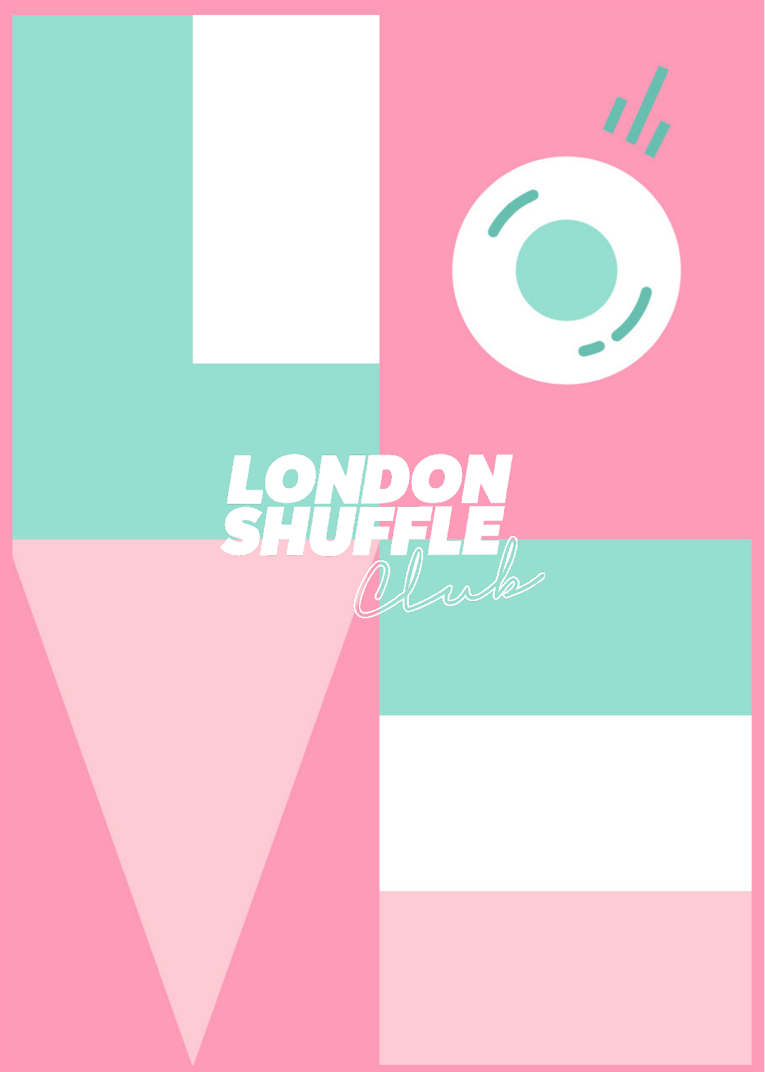# LONDON SHUFFLE

*Club*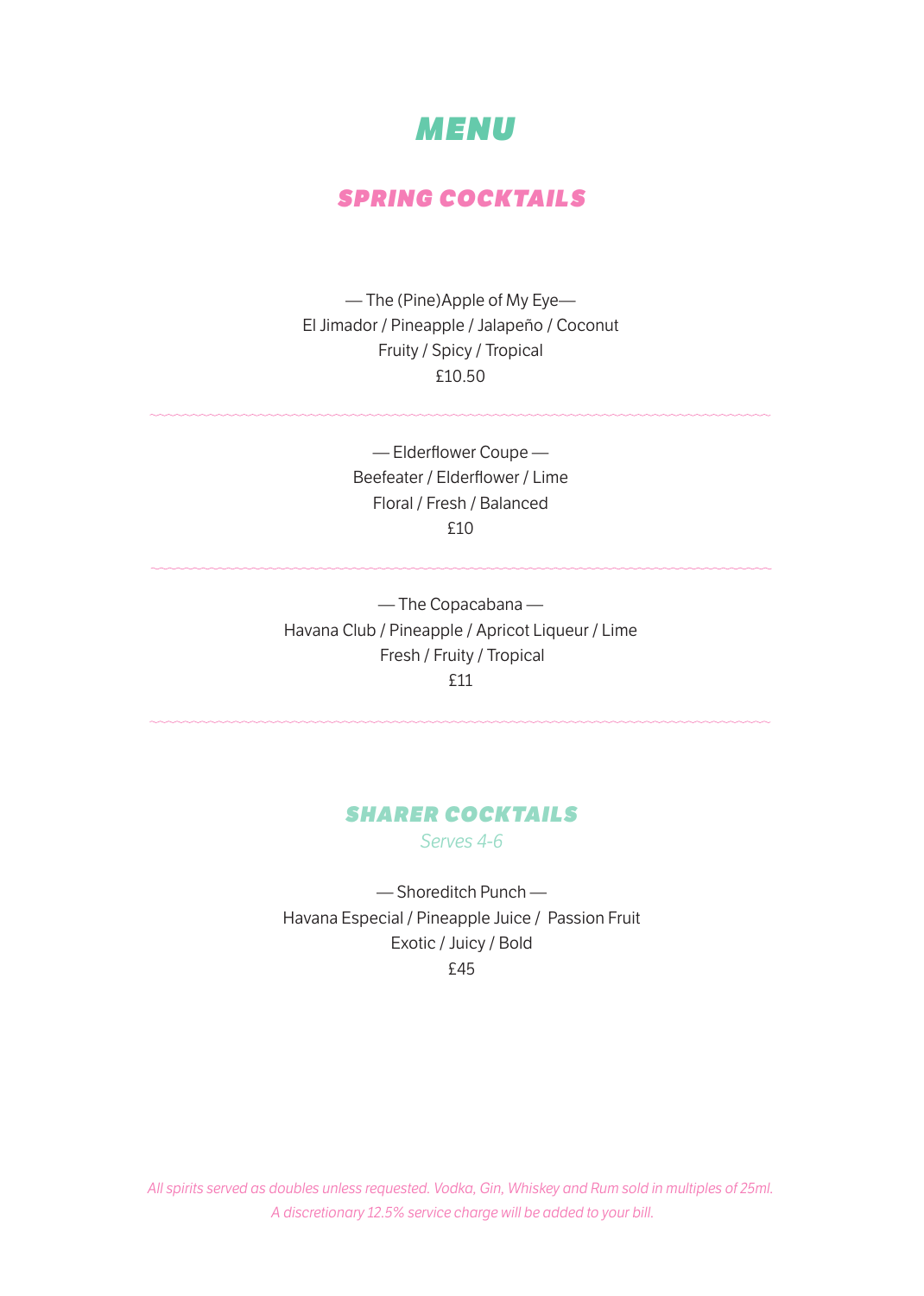# MENU

## SPRING COCKTAILS

— The (Pine)Apple of My Eye—
El Jimador / Pineapple / Jalapeño / Coconut
Fruity / Spicy / Tropical
£10.50

---

— Elderflower Coupe —
Beefeater / Elderflower / Lime
Floral / Fresh / Balanced
£10

---

— The Copacabana —
Havana Club / Pineapple / Apricot Liqueur / Lime
Fresh / Fruity / Tropical
£11

---

## SHARER COCKTAILS

*Serves 4-6*

— Shoreditch Punch —
Havana Especial / Pineapple Juice / Passion Fruit
Exotic / Juicy / Bold
£45

*All spirits served as doubles unless requested. Vodka, Gin, Whiskey and Rum sold in multiples of 25ml.*
*A discretionary 12.5% service charge will be added to your bill.*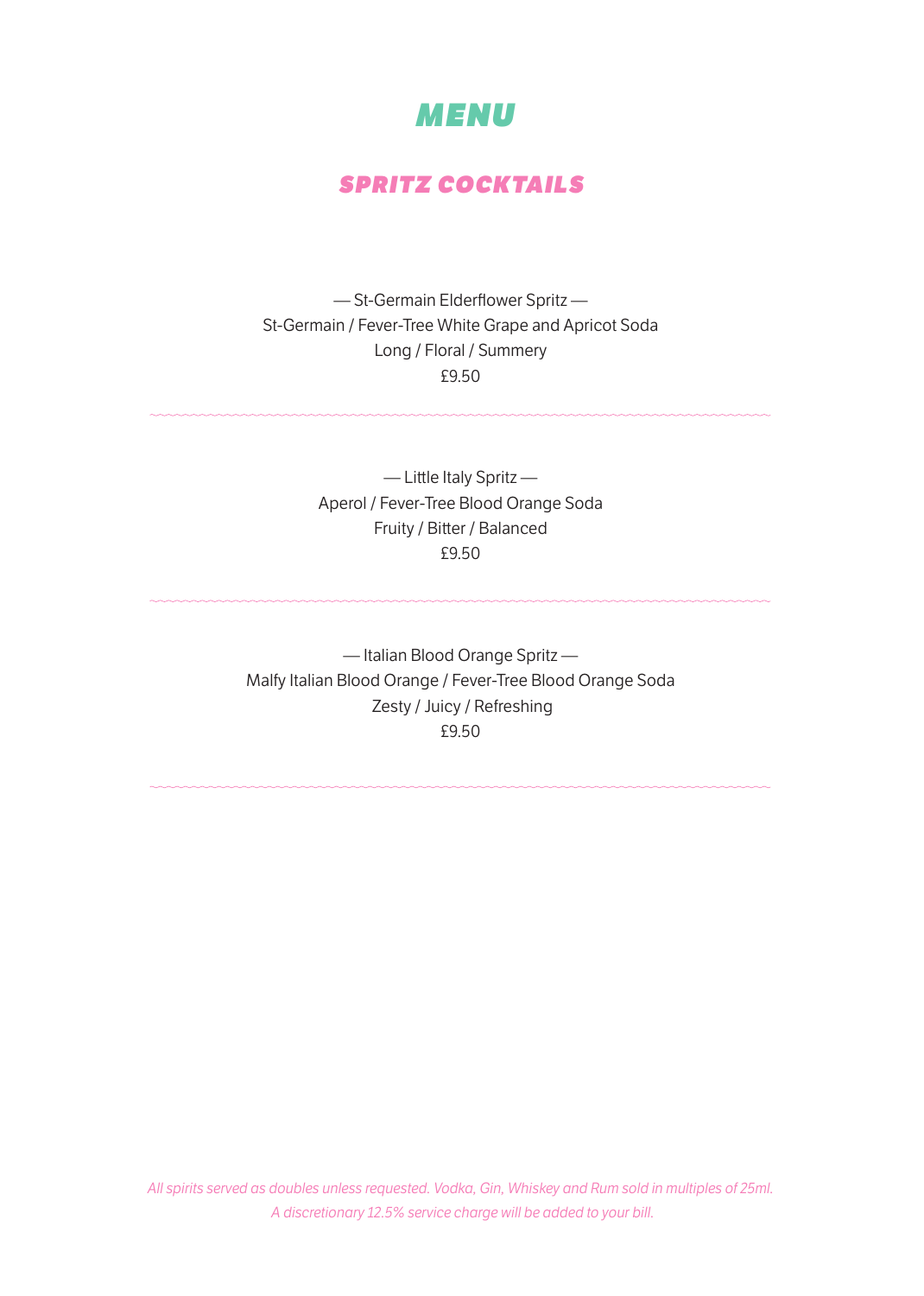# MENU

## SPRITZ COCKTAILS

— St-Germain Elderflower Spritz —
St-Germain / Fever-Tree White Grape and Apricot Soda
Long / Floral / Summery
£9.50

---

— Little Italy Spritz —
Aperol / Fever-Tree Blood Orange Soda
Fruity / Bitter / Balanced
£9.50

---

— Italian Blood Orange Spritz —
Malfy Italian Blood Orange / Fever-Tree Blood Orange Soda
Zesty / Juicy / Refreshing
£9.50

---

*All spirits served as doubles unless requested. Vodka, Gin, Whiskey and Rum sold in multiples of 25ml.*
*A discretionary 12.5% service charge will be added to your bill.*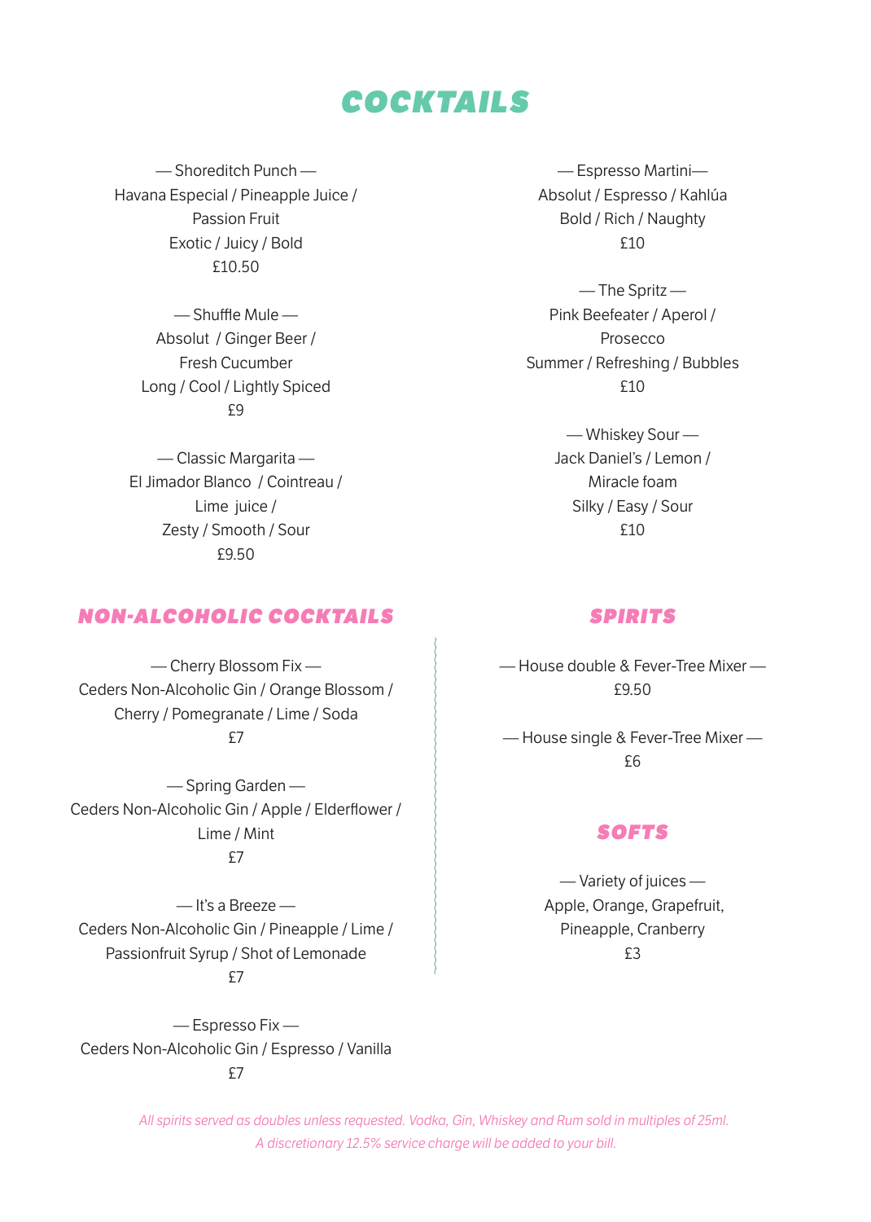# COCKTAILS

— Shoreditch Punch —
Havana Especial / Pineapple Juice / Passion Fruit
Exotic / Juicy / Bold
£10.50

— Shuffle Mule —
Absolut / Ginger Beer / Fresh Cucumber
Long / Cool / Lightly Spiced
£9

— Classic Margarita —
El Jimador Blanco / Cointreau / Lime juice /
Zesty / Smooth / Sour
£9.50

— Espresso Martini—
Absolut / Espresso / Kahlúa
Bold / Rich / Naughty
£10

— The Spritz —
Pink Beefeater / Aperol / Prosecco
Summer / Refreshing / Bubbles
£10

— Whiskey Sour —
Jack Daniel's / Lemon / Miracle foam
Silky / Easy / Sour
£10

## NON-ALCOHOLIC COCKTAILS

— Cherry Blossom Fix —
Ceders Non-Alcoholic Gin / Orange Blossom / Cherry / Pomegranate / Lime / Soda
£7

— Spring Garden —
Ceders Non-Alcoholic Gin / Apple / Elderflower / Lime / Mint
£7

— It's a Breeze —
Ceders Non-Alcoholic Gin / Pineapple / Lime / Passionfruit Syrup / Shot of Lemonade
£7

— Espresso Fix —
Ceders Non-Alcoholic Gin / Espresso / Vanilla
£7

## SPIRITS

— House double & Fever-Tree Mixer —
£9.50

— House single & Fever-Tree Mixer —
£6

## SOFTS

— Variety of juices —
Apple, Orange, Grapefruit, Pineapple, Cranberry
£3

*All spirits served as doubles unless requested. Vodka, Gin, Whiskey and Rum sold in multiples of 25ml.*
*A discretionary 12.5% service charge will be added to your bill.*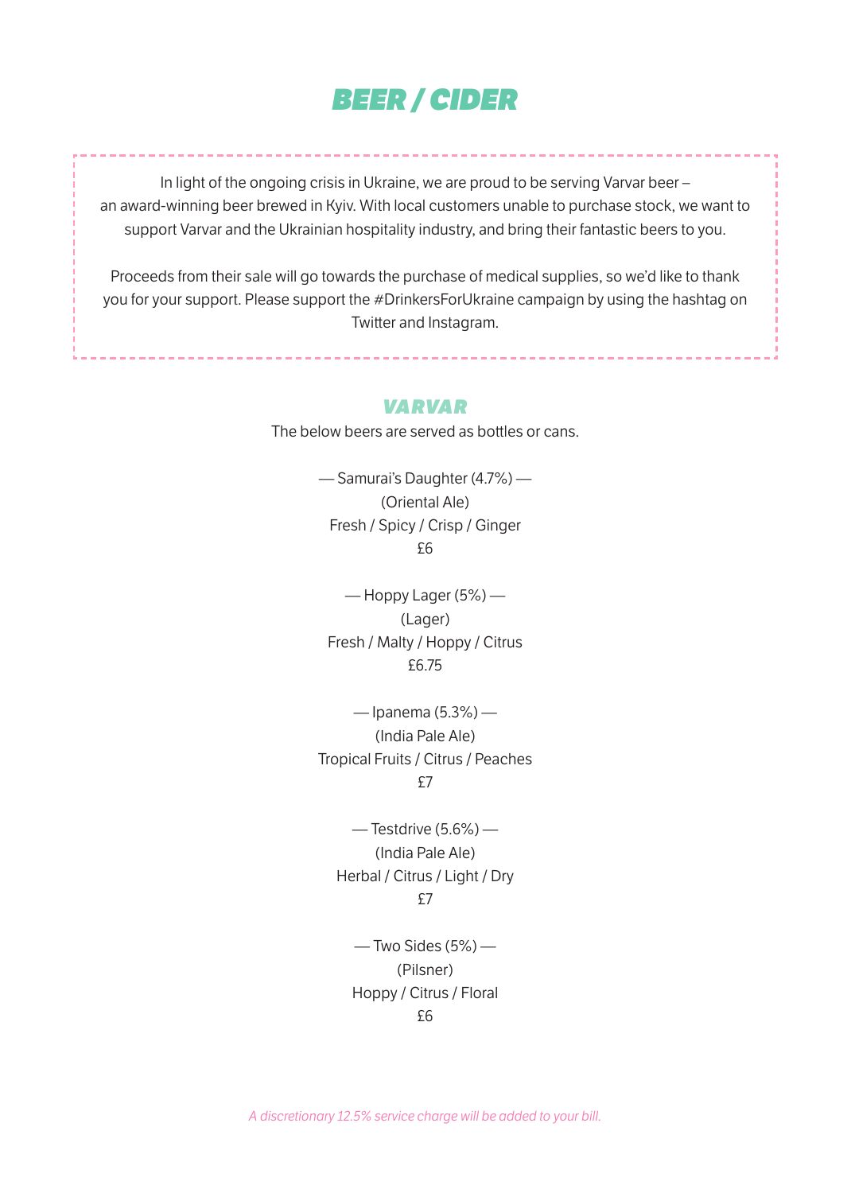# BEER / CIDER

In light of the ongoing crisis in Ukraine, we are proud to be serving Varvar beer – an award-winning beer brewed in Kyiv. With local customers unable to purchase stock, we want to support Varvar and the Ukrainian hospitality industry, and bring their fantastic beers to you.

Proceeds from their sale will go towards the purchase of medical supplies, so we'd like to thank you for your support. Please support the #DrinkersForUkraine campaign by using the hashtag on Twitter and Instagram.

## VARVAR

The below beers are served as bottles or cans.

— Samurai's Daughter (4.7%) —
(Oriental Ale)
Fresh / Spicy / Crisp / Ginger
£6

— Hoppy Lager (5%) —
(Lager)
Fresh / Malty / Hoppy / Citrus
£6.75

— Ipanema (5.3%) —
(India Pale Ale)
Tropical Fruits / Citrus / Peaches
£7

— Testdrive (5.6%) —
(India Pale Ale)
Herbal / Citrus / Light / Dry
£7

— Two Sides (5%) —
(Pilsner)
Hoppy / Citrus / Floral
£6

*A discretionary 12.5% service charge will be added to your bill.*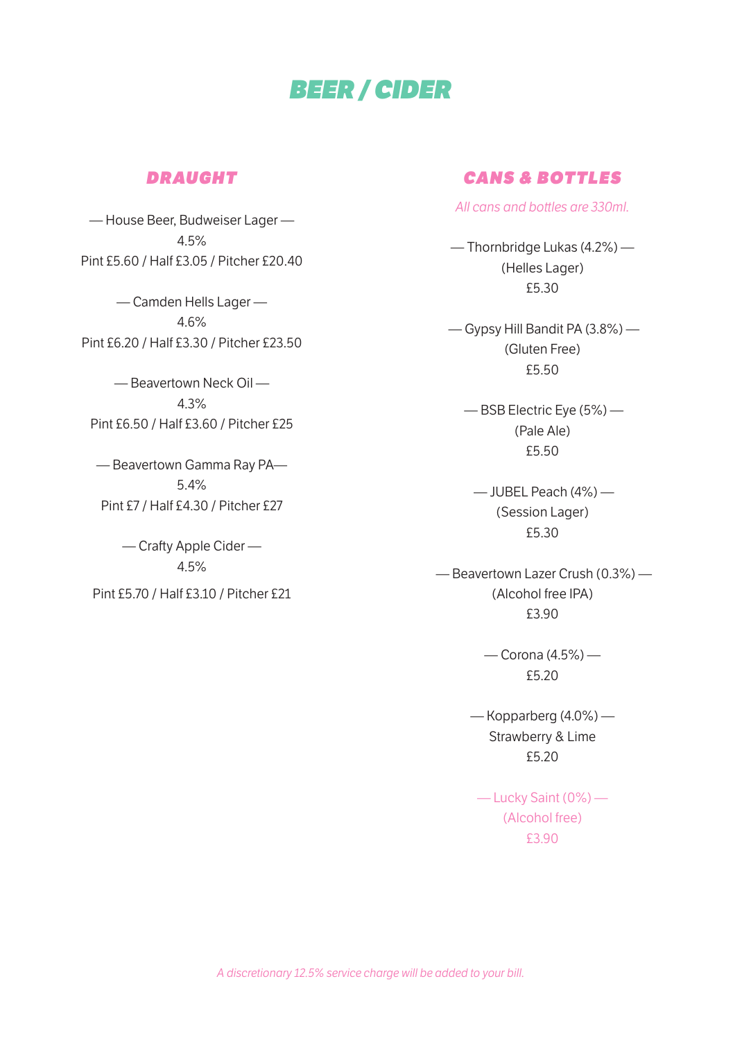# BEER / CIDER

## DRAUGHT

— House Beer, Budweiser Lager —
4.5%
Pint £5.60 / Half £3.05 / Pitcher £20.40

— Camden Hells Lager —
4.6%
Pint £6.20 / Half £3.30 / Pitcher £23.50

— Beavertown Neck Oil —
4.3%
Pint £6.50 / Half £3.60 / Pitcher £25

— Beavertown Gamma Ray PA—
5.4%
Pint £7 / Half £4.30 / Pitcher £27

— Crafty Apple Cider —
4.5%
Pint £5.70 / Half £3.10 / Pitcher £21

## CANS & BOTTLES

*All cans and bottles are 330ml.*

— Thornbridge Lukas (4.2%) —
(Helles Lager)
£5.30

— Gypsy Hill Bandit PA (3.8%) —
(Gluten Free)
£5.50

— BSB Electric Eye (5%) —
(Pale Ale)
£5.50

— JUBEL Peach (4%) —
(Session Lager)
£5.30

— Beavertown Lazer Crush (0.3%) —
(Alcohol free IPA)
£3.90

— Corona (4.5%) —
£5.20

— Kopparberg (4.0%) —
Strawberry & Lime
£5.20

— Lucky Saint (0%) —
(Alcohol free)
£3.90

*A discretionary 12.5% service charge will be added to your bill.*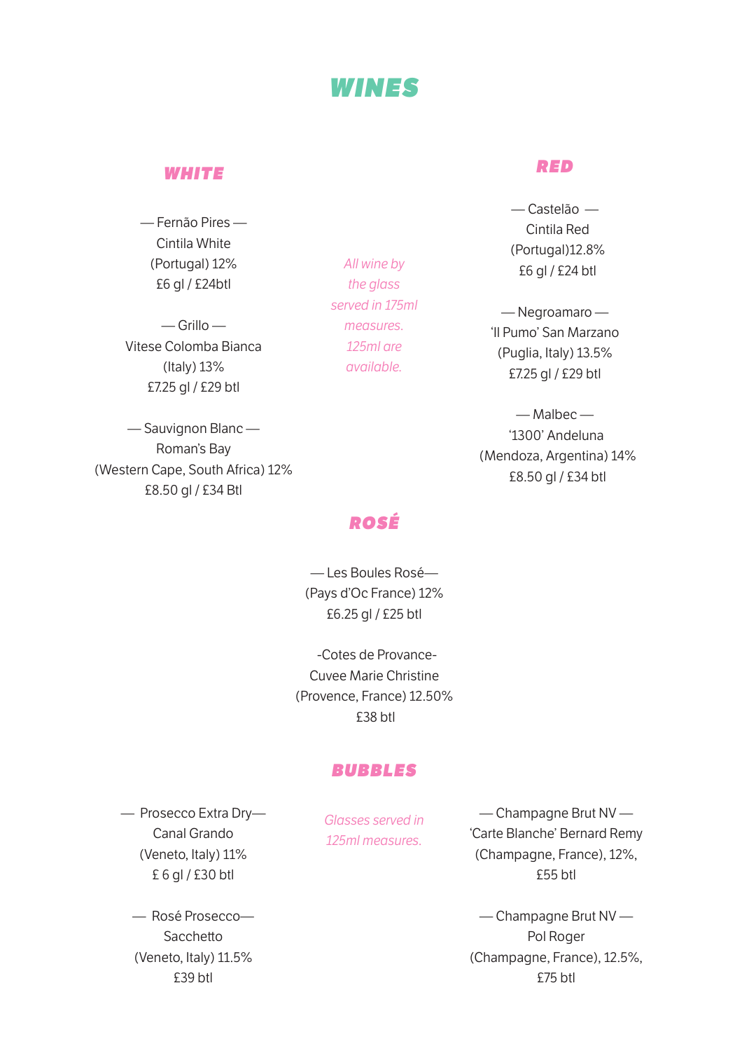# WINES

## WHITE

— Fernão Pires —
Cintila White
(Portugal) 12%
£6 gl / £24btl

— Grillo —
Vitese Colomba Bianca
(Italy) 13%
£7.25 gl / £29 btl

— Sauvignon Blanc —
Roman's Bay
(Western Cape, South Africa) 12%
£8.50 gl / £34 Btl

*All wine by the glass served in 175ml measures. 125ml are available.*

## RED

— Castelão —
Cintila Red
(Portugal)12.8%
£6 gl / £24 btl

— Negroamaro —
'Il Pumo' San Marzano
(Puglia, Italy) 13.5%
£7.25 gl / £29 btl

— Malbec —
'1300' Andeluna
(Mendoza, Argentina) 14%
£8.50 gl / £34 btl

## ROSÉ

— Les Boules Rosé—
(Pays d'Oc France) 12%
£6.25 gl / £25 btl

-Cotes de Provance-
Cuvee Marie Christine
(Provence, France) 12.50%
£38 btl

## BUBBLES

— Prosecco Extra Dry—
Canal Grando
(Veneto, Italy) 11%
£ 6 gl / £30 btl

— Rosé Prosecco—
Sacchetto
(Veneto, Italy) 11.5%
£39 btl

*Glasses served in 125ml measures.*

— Champagne Brut NV —
'Carte Blanche' Bernard Remy
(Champagne, France), 12%,
£55 btl

— Champagne Brut NV —
Pol Roger
(Champagne, France), 12.5%,
£75 btl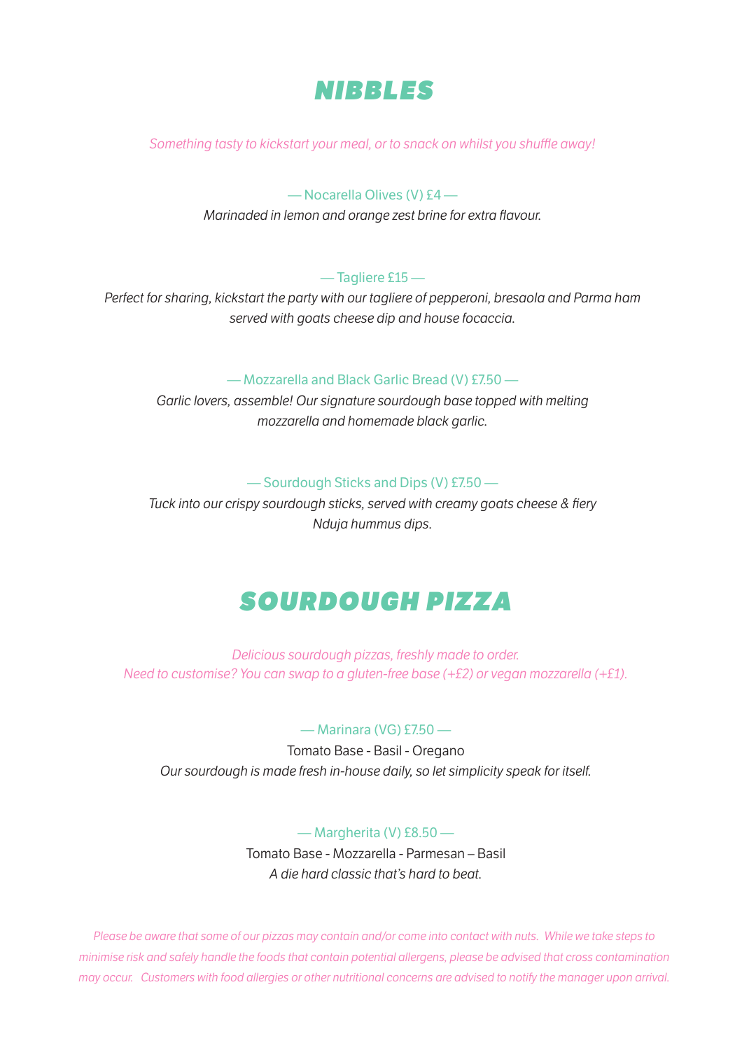# NIBBLES

*Something tasty to kickstart your meal, or to snack on whilst you shuffle away!*

— Nocarella Olives (V) £4 —

*Marinaded in lemon and orange zest brine for extra flavour.*

— Tagliere £15 —

*Perfect for sharing, kickstart the party with our tagliere of pepperoni, bresaola and Parma ham served with goats cheese dip and house focaccia.*

— Mozzarella and Black Garlic Bread (V) £7.50 —

*Garlic lovers, assemble! Our signature sourdough base topped with melting mozzarella and homemade black garlic.*

— Sourdough Sticks and Dips (V) £7.50 —

*Tuck into our crispy sourdough sticks, served with creamy goats cheese & fiery Nduja hummus dips.*

# SOURDOUGH PIZZA

*Delicious sourdough pizzas, freshly made to order.*
*Need to customise? You can swap to a gluten-free base (+£2) or vegan mozzarella (+£1).*

— Marinara (VG) £7.50 —

Tomato Base - Basil - Oregano

*Our sourdough is made fresh in-house daily, so let simplicity speak for itself.*

— Margherita (V) £8.50 —

Tomato Base - Mozzarella - Parmesan – Basil

*A die hard classic that's hard to beat.*

*Please be aware that some of our pizzas may contain and/or come into contact with nuts. While we take steps to minimise risk and safely handle the foods that contain potential allergens, please be advised that cross contamination may occur. Customers with food allergies or other nutritional concerns are advised to notify the manager upon arrival.*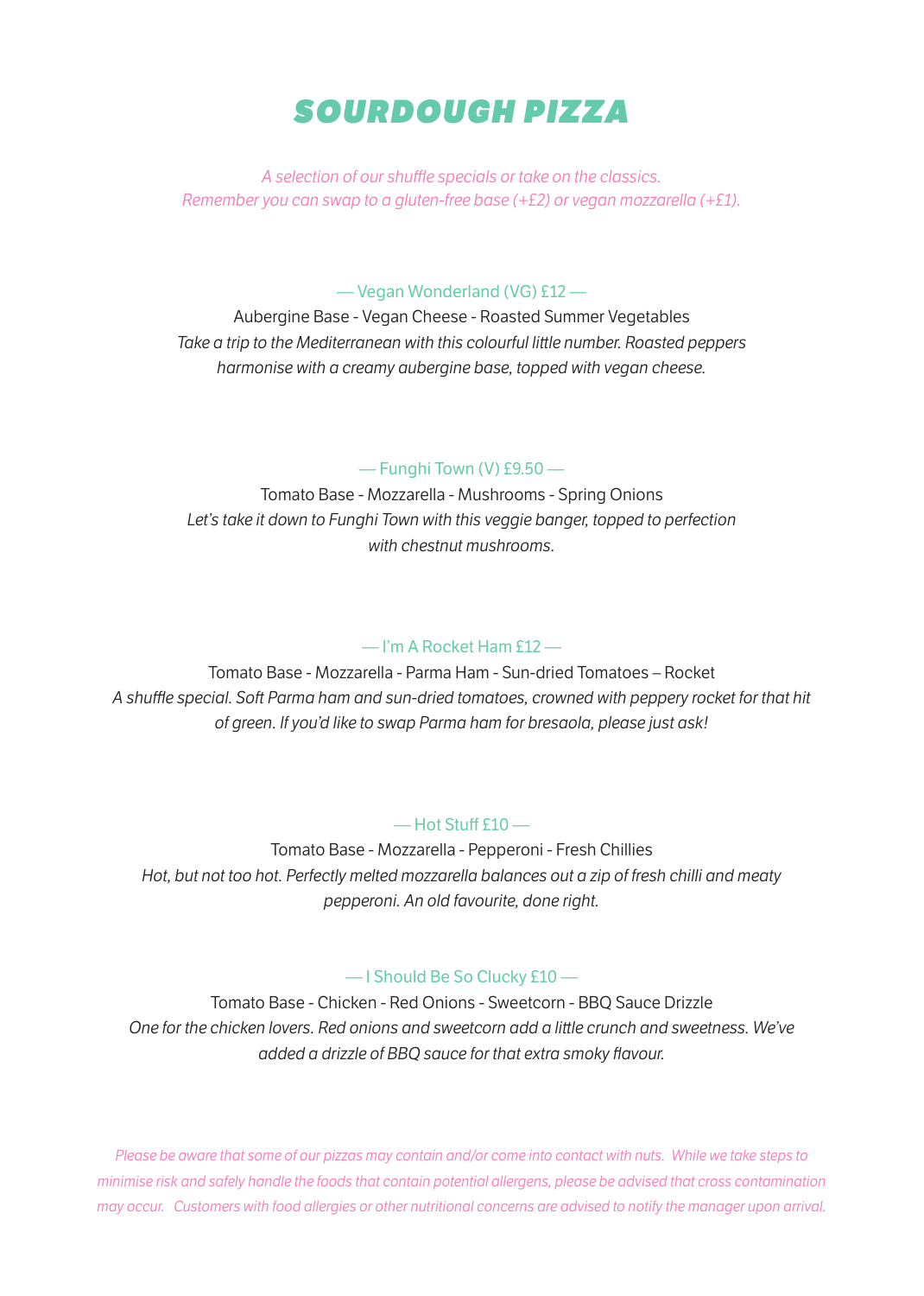# SOURDOUGH PIZZA

*A selection of our shuffle specials or take on the classics.*
*Remember you can swap to a gluten-free base (+£2) or vegan mozzarella (+£1).*

### — Vegan Wonderland (VG) £12 —

Aubergine Base - Vegan Cheese - Roasted Summer Vegetables

*Take a trip to the Mediterranean with this colourful little number. Roasted peppers harmonise with a creamy aubergine base, topped with vegan cheese.*

### — Funghi Town (V) £9.50 —

Tomato Base - Mozzarella - Mushrooms - Spring Onions

*Let's take it down to Funghi Town with this veggie banger, topped to perfection with chestnut mushrooms.*

### — I'm A Rocket Ham £12 —

Tomato Base - Mozzarella - Parma Ham - Sun-dried Tomatoes – Rocket

*A shuffle special. Soft Parma ham and sun-dried tomatoes, crowned with peppery rocket for that hit of green. If you'd like to swap Parma ham for bresaola, please just ask!*

### — Hot Stuff £10 —

Tomato Base - Mozzarella - Pepperoni - Fresh Chillies

*Hot, but not too hot. Perfectly melted mozzarella balances out a zip of fresh chilli and meaty pepperoni. An old favourite, done right.*

### — I Should Be So Clucky £10 —

Tomato Base - Chicken - Red Onions - Sweetcorn - BBQ Sauce Drizzle

*One for the chicken lovers. Red onions and sweetcorn add a little crunch and sweetness. We've added a drizzle of BBQ sauce for that extra smoky flavour.*

*Please be aware that some of our pizzas may contain and/or come into contact with nuts. While we take steps to minimise risk and safely handle the foods that contain potential allergens, please be advised that cross contamination may occur. Customers with food allergies or other nutritional concerns are advised to notify the manager upon arrival.*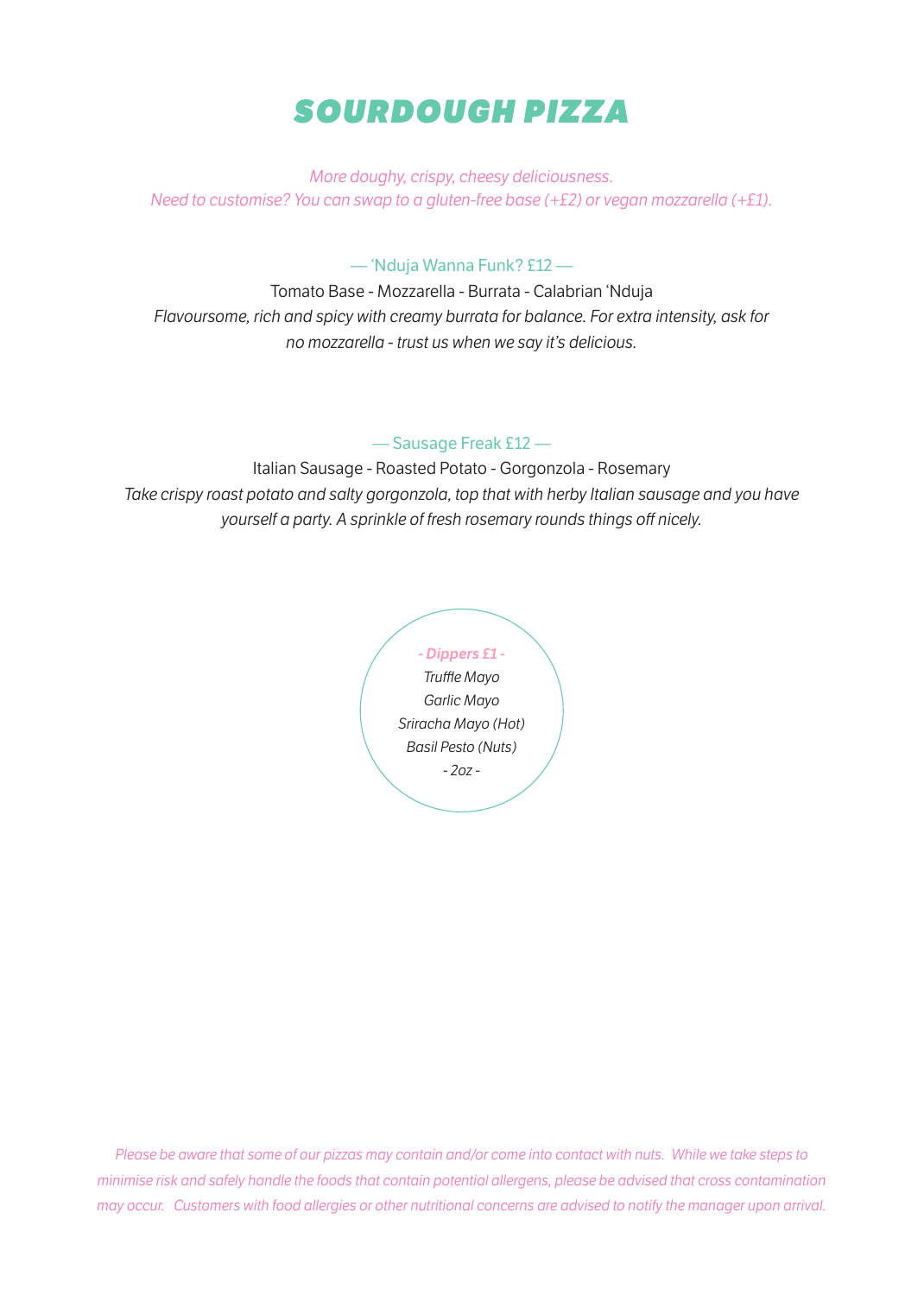# SOURDOUGH PIZZA

*More doughy, crispy, cheesy deliciousness.*
*Need to customise? You can swap to a gluten-free base (+£2) or vegan mozzarella (+£1).*

### — 'Nduja Wanna Funk? £12 —

Tomato Base - Mozzarella - Burrata - Calabrian 'Nduja

*Flavoursome, rich and spicy with creamy burrata for balance. For extra intensity, ask for no mozzarella - trust us when we say it's delicious.*

### — Sausage Freak £12 —

Italian Sausage - Roasted Potato - Gorgonzola - Rosemary

*Take crispy roast potato and salty gorgonzola, top that with herby Italian sausage and you have yourself a party. A sprinkle of fresh rosemary rounds things off nicely.*

***- Dippers £1 -***

*Truffle Mayo*
*Garlic Mayo*
*Sriracha Mayo (Hot)*
*Basil Pesto (Nuts)*
*- 2oz -*

*Please be aware that some of our pizzas may contain and/or come into contact with nuts. While we take steps to minimise risk and safely handle the foods that contain potential allergens, please be advised that cross contamination may occur. Customers with food allergies or other nutritional concerns are advised to notify the manager upon arrival.*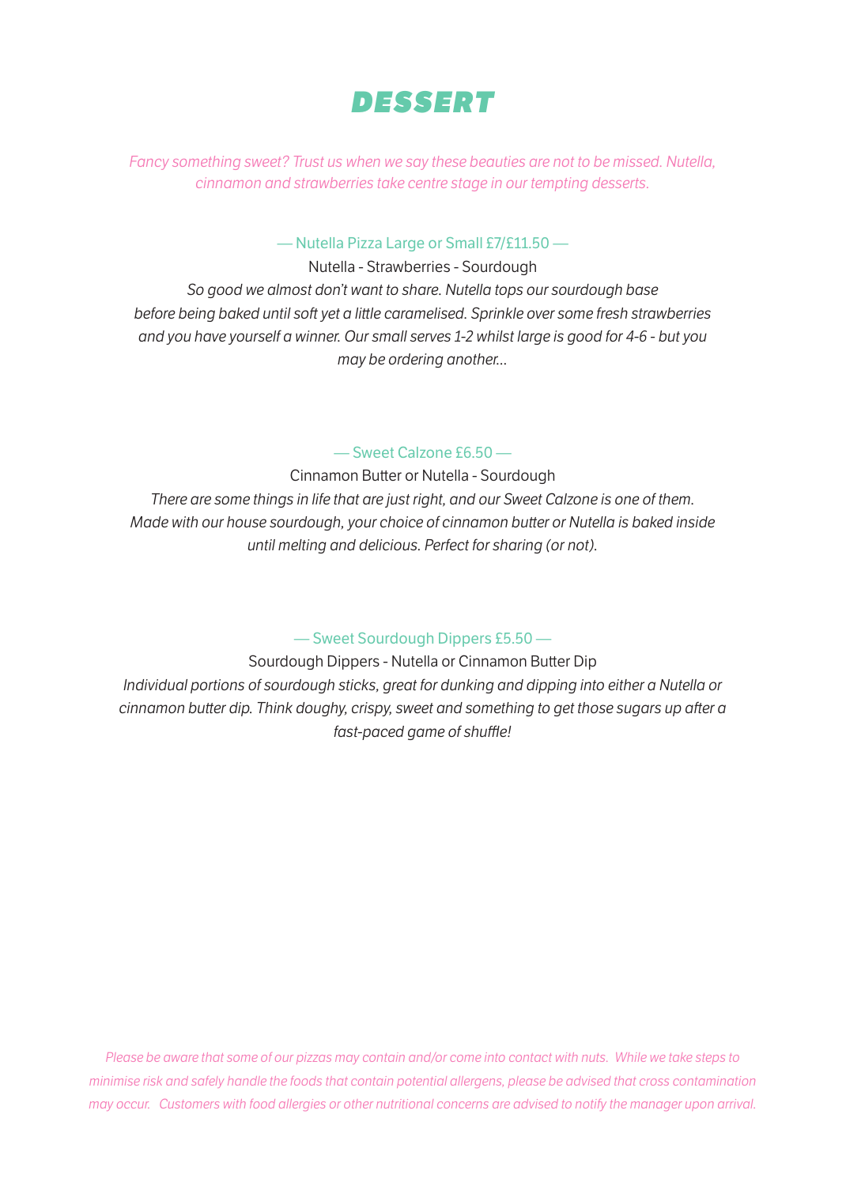# DESSERT

*Fancy something sweet? Trust us when we say these beauties are not to be missed. Nutella, cinnamon and strawberries take centre stage in our tempting desserts.*

### — Nutella Pizza Large or Small £7/£11.50 —

Nutella - Strawberries - Sourdough

*So good we almost don't want to share. Nutella tops our sourdough base before being baked until soft yet a little caramelised. Sprinkle over some fresh strawberries and you have yourself a winner. Our small serves 1-2 whilst large is good for 4-6 - but you may be ordering another...*

### — Sweet Calzone £6.50 —

Cinnamon Butter or Nutella - Sourdough

*There are some things in life that are just right, and our Sweet Calzone is one of them. Made with our house sourdough, your choice of cinnamon butter or Nutella is baked inside until melting and delicious. Perfect for sharing (or not).*

### — Sweet Sourdough Dippers £5.50 —

Sourdough Dippers - Nutella or Cinnamon Butter Dip

*Individual portions of sourdough sticks, great for dunking and dipping into either a Nutella or cinnamon butter dip. Think doughy, crispy, sweet and something to get those sugars up after a fast-paced game of shuffle!*

*Please be aware that some of our pizzas may contain and/or come into contact with nuts. While we take steps to minimise risk and safely handle the foods that contain potential allergens, please be advised that cross contamination may occur. Customers with food allergies or other nutritional concerns are advised to notify the manager upon arrival.*